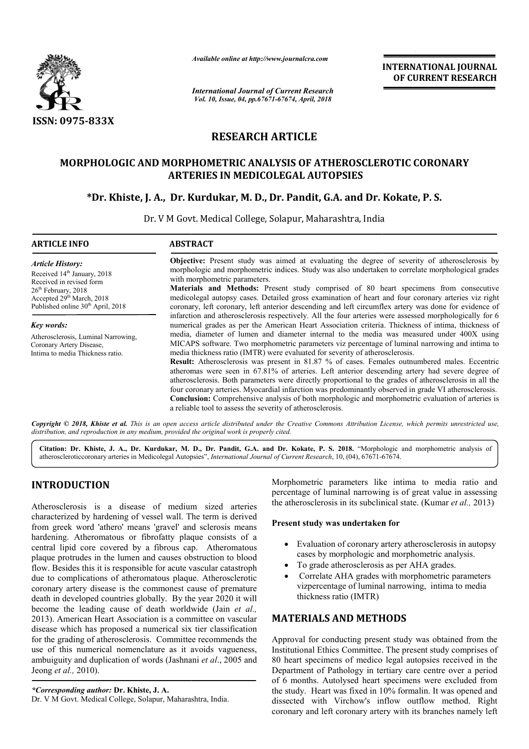*Available online at http://www.journalcra.com*

*International Journal of Current Research*
*Vol. 10, Issue, 04, pp.67671-67674, April, 2018*

**INTERNATIONAL JOURNAL OF CURRENT RESEARCH**

**ISSN: 0975-833X**

## RESEARCH ARTICLE

# MORPHOLOGIC AND MORPHOMETRIC ANALYSIS OF ATHEROSCLEROTIC CORONARY ARTERIES IN MEDICOLEGAL AUTOPSIES

**\*Dr. Khiste, J. A., Dr. Kurdukar, M. D., Dr. Pandit, G.A. and Dr. Kokate, P. S.**

Dr. V M Govt. Medical College, Solapur, Maharashtra, India

**ARTICLE INFO**

*Article History:*

Received 14th January, 2018
Received in revised form 26th February, 2018
Accepted 29th March, 2018
Published online 30th April, 2018

*Key words:*

Atherosclerosis, Luminal Narrowing, Coronary Artery Disease, Intima to media Thickness ratio.

**ABSTRACT**

**Objective:** Present study was aimed at evaluating the degree of severity of atherosclerosis by morphologic and morphometric indices. Study was also undertaken to correlate morphological grades with morphometric parameters.

**Materials and Methods:** Present study comprised of 80 heart specimens from consecutive medicolegal autopsy cases. Detailed gross examination of heart and four coronary arteries viz right coronary, left coronary, left anterior descending and left circumflex artery was done for evidence of infarction and atherosclerosis respectively. All the four arteries were assessed morphologically for 6 numerical grades as per the American Heart Association criteria. Thickness of intima, thickness of media, diameter of lumen and diameter internal to the media was measured under 400X using MICAPS software. Two morphometric parameters viz percentage of luminal narrowing and intima to media thickness ratio (IMTR) were evaluated for severity of atherosclerosis.

**Result:** Atherosclerosis was present in 81.87 % of cases. Females outnumbered males. Eccentric atheromas were seen in 67.81% of arteries. Left anterior descending artery had severe degree of atherosclerosis. Both parameters were directly proportional to the grades of atherosclerosis in all the four coronary arteries. Myocardial infarction was predominantly observed in grade VI atherosclerosis.

**Conclusion:** Comprehensive analysis of both morphologic and morphometric evaluation of arteries is a reliable tool to assess the severity of atherosclerosis.

*Copyright © 2018, Khiste et al. This is an open access article distributed under the Creative Commons Attribution License, which permits unrestricted use, distribution, and reproduction in any medium, provided the original work is properly cited.*

**Citation: Dr. Khiste, J. A., Dr. Kurdukar, M. D., Dr. Pandit, G.A. and Dr. Kokate, P. S. 2018.** "Morphologic and morphometric analysis of atheroscleroticcoronary arteries in Medicolegal Autopsies", *International Journal of Current Research*, 10, (04), 67671-67674.

## INTRODUCTION

Atherosclerosis is a disease of medium sized arteries characterized by hardening of vessel wall. The term is derived from greek word 'athero' means 'gravel' and sclerosis means hardening. Atheromatous or fibrofatty plaque consists of a central lipid core covered by a fibrous cap. Atheromatous plaque protrudes in the lumen and causes obstruction to blood flow. Besides this it is responsible for acute vascular catastroph due to complications of atheromatous plaque. Atherosclerotic coronary artery disease is the commonest cause of premature death in developed countries globally. By the year 2020 it will become the leading cause of death worldwide (Jain *et al.,* 2013). American Heart Association is a committee on vascular disease which has proposed a numerical six tier classification for the grading of atherosclerosis. Committee recommends the use of this numerical nomenclature as it avoids vagueness, ambuiguity and duplication of words (Jashnani *et al*., 2005 and Jeong *et al.,* 2010).

Morphometric parameters like intima to media ratio and percentage of luminal narrowing is of great value in assessing the atherosclerosis in its subclinical state. (Kumar *et al.,* 2013)

**Present study was undertaken for**

- Evaluation of coronary artery atherosclerosis in autopsy cases by morphologic and morphometric analysis.
- To grade atherosclerosis as per AHA grades.
- Correlate AHA grades with morphometric parameters vizpercentage of luminal narrowing, intima to media thickness ratio (IMTR)

## MATERIALS AND METHODS

Approval for conducting present study was obtained from the Institutional Ethics Committee. The present study comprises of 80 heart specimens of medico legal autopsies received in the Department of Pathology in tertiary care centre over a period of 6 months. Autolysed heart specimens were excluded from the study. Heart was fixed in 10% formalin. It was opened and dissected with Virchow's inflow outflow method. Right coronary and left coronary artery with its branches namely left

*\*Corresponding author:* **Dr. Khiste, J. A.**
Dr. V M Govt. Medical College, Solapur, Maharashtra, India.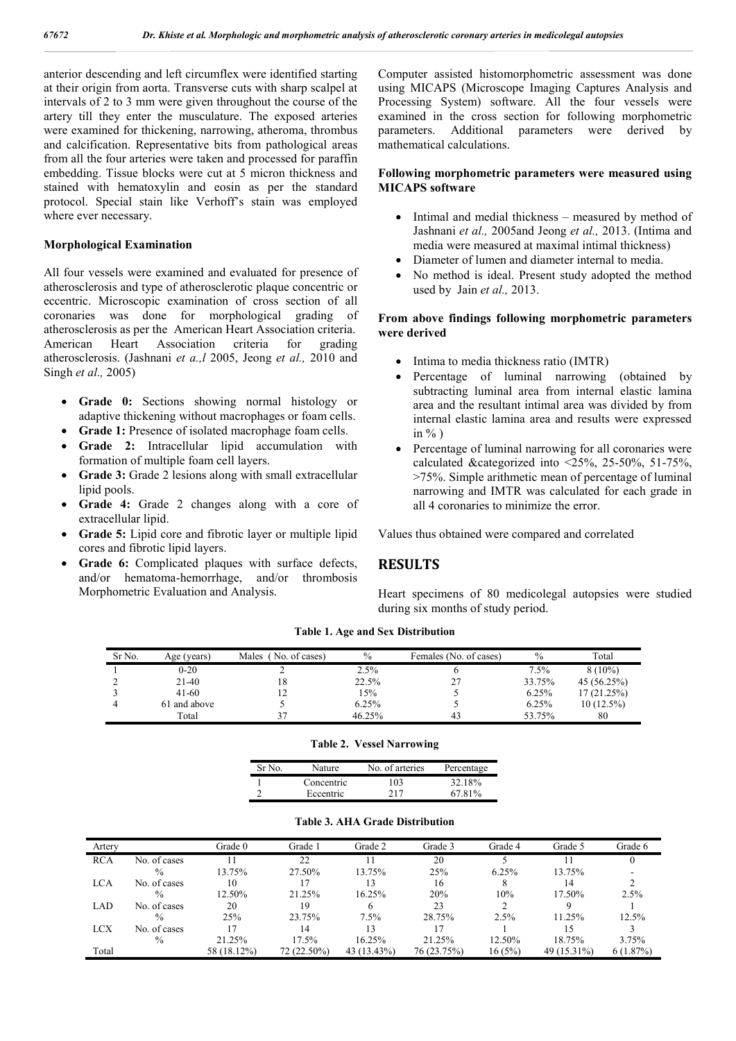anterior descending and left circumflex were identified starting at their origin from aorta. Transverse cuts with sharp scalpel at intervals of 2 to 3 mm were given throughout the course of the artery till they enter the musculature. The exposed arteries were examined for thickening, narrowing, atheroma, thrombus and calcification. Representative bits from pathological areas from all the four arteries were taken and processed for paraffin embedding. Tissue blocks were cut at 5 micron thickness and stained with hematoxylin and eosin as per the standard protocol. Special stain like Verhoff's stain was employed where ever necessary.

### Morphological Examination

All four vessels were examined and evaluated for presence of atherosclerosis and type of atherosclerotic plaque concentric or eccentric. Microscopic examination of cross section of all coronaries was done for morphological grading of atherosclerosis as per the American Heart Association criteria. American Heart Association criteria for grading atherosclerosis. (Jashnani *et a.,l* 2005, Jeong *et al.,* 2010 and Singh *et al.,* 2005)

- **Grade 0:** Sections showing normal histology or adaptive thickening without macrophages or foam cells.
- **Grade 1:** Presence of isolated macrophage foam cells.
- **Grade 2:** Intracellular lipid accumulation with formation of multiple foam cell layers.
- **Grade 3:** Grade 2 lesions along with small extracellular lipid pools.
- **Grade 4:** Grade 2 changes along with a core of extracellular lipid.
- **Grade 5:** Lipid core and fibrotic layer or multiple lipid cores and fibrotic lipid layers.
- **Grade 6:** Complicated plaques with surface defects, and/or hematoma-hemorrhage, and/or thrombosis Morphometric Evaluation and Analysis.

Computer assisted histomorphometric assessment was done using MICAPS (Microscope Imaging Captures Analysis and Processing System) software. All the four vessels were examined in the cross section for following morphometric parameters. Additional parameters were derived by mathematical calculations.

### Following morphometric parameters were measured using MICAPS software

- Intimal and medial thickness – measured by method of Jashnani *et al.,* 2005and Jeong *et al.,* 2013. (Intima and media were measured at maximal intimal thickness)
- Diameter of lumen and diameter internal to media.
- No method is ideal. Present study adopted the method used by Jain *et al.,* 2013.

### From above findings following morphometric parameters were derived

- Intima to media thickness ratio (IMTR)
- Percentage of luminal narrowing (obtained by subtracting luminal area from internal elastic lamina area and the resultant intimal area was divided by from internal elastic lamina area and results were expressed in % )
- Percentage of luminal narrowing for all coronaries were calculated &categorized into <25%, 25-50%, 51-75%, >75%. Simple arithmetic mean of percentage of luminal narrowing and IMTR was calculated for each grade in all 4 coronaries to minimize the error.

Values thus obtained were compared and correlated

## RESULTS

Heart specimens of 80 medicolegal autopsies were studied during six months of study period.

**Table 1. Age and Sex Distribution**

| Sr No. | Age (years) | Males ( No. of cases) | % | Females (No. of cases) | % | Total |
|---|---|---|---|---|---|---|
| 1 | 0-20 | 2 | 2.5% | 6 | 7.5% | 8 (10%) |
| 2 | 21-40 | 18 | 22.5% | 27 | 33.75% | 45 (56.25%) |
| 3 | 41-60 | 12 | 15% | 5 | 6.25% | 17 (21.25%) |
| 4 | 61 and above | 5 | 6.25% | 5 | 6.25% | 10 (12.5%) |
| | Total | 37 | 46.25% | 43 | 53.75% | 80 |

**Table 2. Vessel Narrowing**

| Sr No. | Nature | No. of arteries | Percentage |
|---|---|---|---|
| 1 | Concentric | 103 | 32.18% |
| 2 | Eccentric | 217 | 67.81% |

**Table 3. AHA Grade Distribution**

| Artery | | Grade 0 | Grade 1 | Grade 2 | Grade 3 | Grade 4 | Grade 5 | Grade 6 |
|---|---|---|---|---|---|---|---|---|
| RCA | No. of cases | 11 | 22 | 11 | 20 | 5 | 11 | 0 |
| | % | 13.75% | 27.50% | 13.75% | 25% | 6.25% | 13.75% | - |
| LCA | No. of cases | 10 | 17 | 13 | 16 | 8 | 14 | 2 |
| | % | 12.50% | 21.25% | 16.25% | 20% | 10% | 17.50% | 2.5% |
| LAD | No. of cases | 20 | 19 | 6 | 23 | 2 | 9 | 1 |
| | % | 25% | 23.75% | 7.5% | 28.75% | 2.5% | 11.25% | 12.5% |
| LCX | No. of cases | 17 | 14 | 13 | 17 | 1 | 15 | 3 |
| | % | 21.25% | 17.5% | 16.25% | 21.25% | 12.50% | 18.75% | 3.75% |
| Total | | 58 (18.12%) | 72 (22.50%) | 43 (13.43%) | 76 (23.75%) | 16 (5%) | 49 (15.31%) | 6 (1.87%) |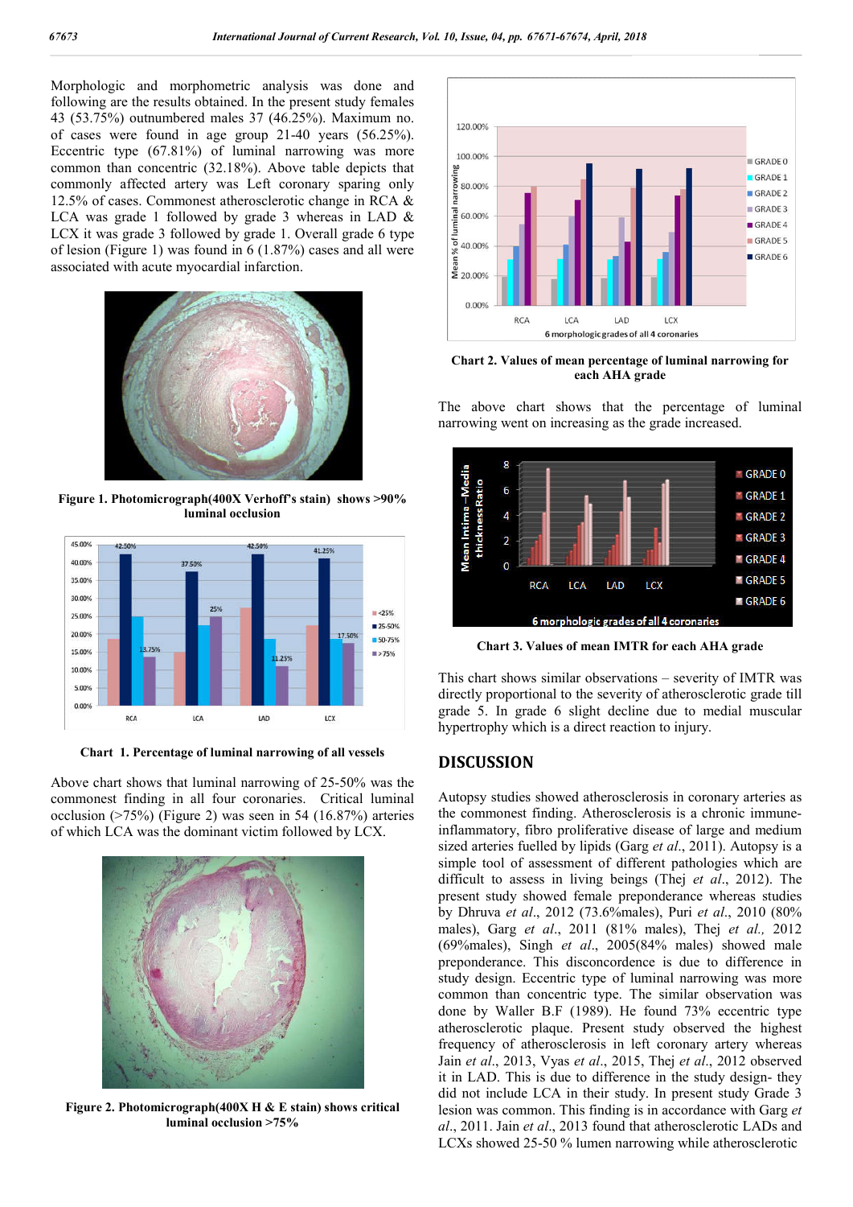Morphologic and morphometric analysis was done and following are the results obtained. In the present study females 43 (53.75%) outnumbered males 37 (46.25%). Maximum no. of cases were found in age group 21-40 years (56.25%). Eccentric type (67.81%) of luminal narrowing was more common than concentric (32.18%). Above table depicts that commonly affected artery was Left coronary sparing only 12.5% of cases. Commonest atherosclerotic change in RCA & LCA was grade 1 followed by grade 3 whereas in LAD & LCX it was grade 3 followed by grade 1. Overall grade 6 type of lesion (Figure 1) was found in 6 (1.87%) cases and all were associated with acute myocardial infarction.

**Figure 1. Photomicrograph(400X Verhoff's stain) shows >90% luminal occlusion**

**Chart 1. Percentage of luminal narrowing of all vessels**

Above chart shows that luminal narrowing of 25-50% was the commonest finding in all four coronaries. Critical luminal occlusion (>75%) (Figure 2) was seen in 54 (16.87%) arteries of which LCA was the dominant victim followed by LCX.

**Figure 2. Photomicrograph(400X H & E stain) shows critical luminal occlusion >75%**

**Chart 2. Values of mean percentage of luminal narrowing for each AHA grade**

The above chart shows that the percentage of luminal narrowing went on increasing as the grade increased.

**Chart 3. Values of mean IMTR for each AHA grade**

This chart shows similar observations – severity of IMTR was directly proportional to the severity of atherosclerotic grade till grade 5. In grade 6 slight decline due to medial muscular hypertrophy which is a direct reaction to injury.

## DISCUSSION

Autopsy studies showed atherosclerosis in coronary arteries as the commonest finding. Atherosclerosis is a chronic immune-inflammatory, fibro proliferative disease of large and medium sized arteries fuelled by lipids (Garg *et al*., 2011). Autopsy is a simple tool of assessment of different pathologies which are difficult to assess in living beings (Thej *et al*., 2012). The present study showed female preponderance whereas studies by Dhruva *et al*., 2012 (73.6%males), Puri *et al*., 2010 (80% males), Garg *et al*., 2011 (81% males), Thej *et al.,* 2012 (69%males), Singh *et al*., 2005(84% males) showed male preponderance. This disconcordence is due to difference in study design. Eccentric type of luminal narrowing was more common than concentric type. The similar observation was done by Waller B.F (1989). He found 73% eccentric type atherosclerotic plaque. Present study observed the highest frequency of atherosclerosis in left coronary artery whereas Jain *et al*., 2013, Vyas *et al*., 2015, Thej *et al*., 2012 observed it in LAD. This is due to difference in the study design- they did not include LCA in their study. In present study Grade 3 lesion was common. This finding is in accordance with Garg *et al*., 2011. Jain *et al*., 2013 found that atherosclerotic LADs and LCXs showed 25-50 % lumen narrowing while atherosclerotic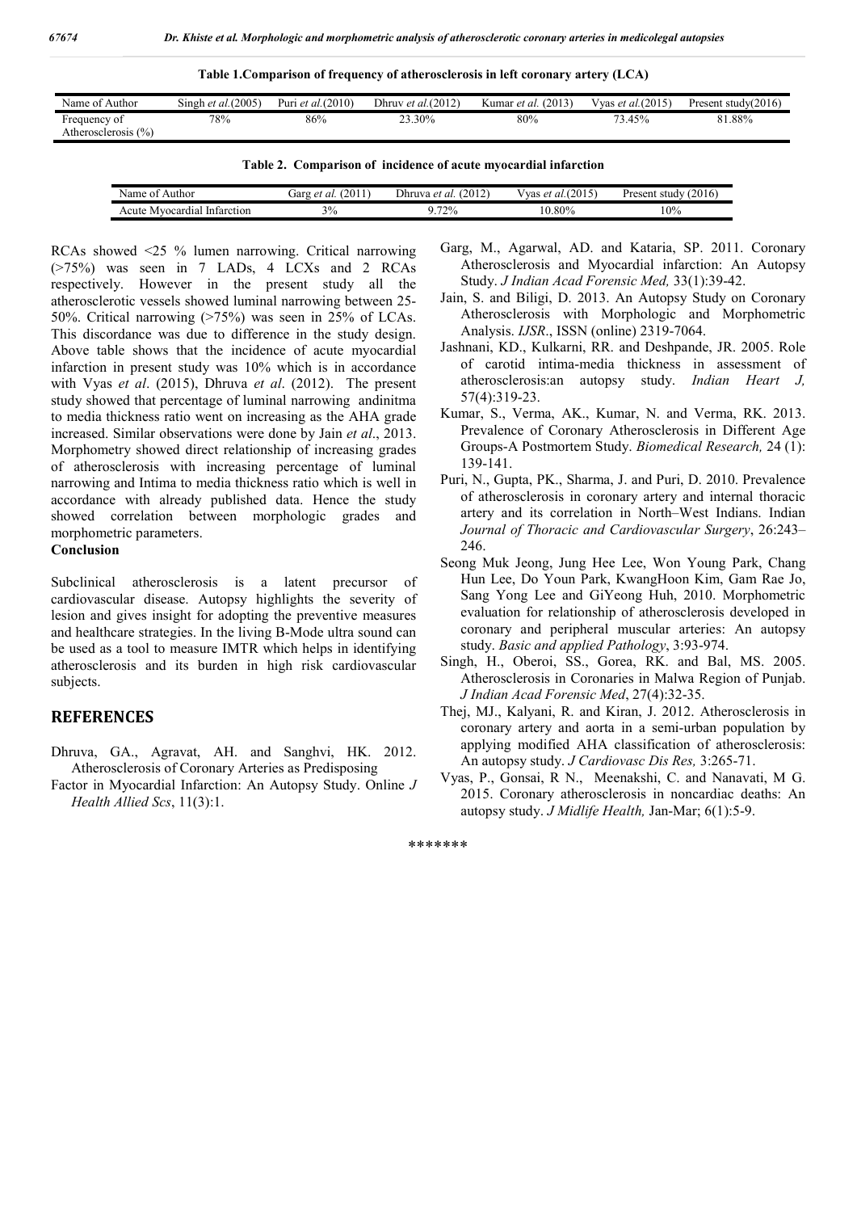**Table 1.Comparison of frequency of atherosclerosis in left coronary artery (LCA)**

| Name of Author | Singh *et al.*(2005) | Puri *et al.*(2010) | Dhruv *et al.*(2012) | Kumar *et al.* (2013) | Vyas *et al.*(2015) | Present study(2016) |
|---|---|---|---|---|---|---|
| Frequency of Atherosclerosis (%) | 78% | 86% | 23.30% | 80% | 73.45% | 81.88% |

**Table 2. Comparison of incidence of acute myocardial infarction**

| Name of Author | Garg *et al.* (2011) | Dhruva *et al.* (2012) | Vyas *et al.*(2015) | Present study (2016) |
|---|---|---|---|---|
| Acute Myocardial Infarction | 3% | 9.72% | 10.80% | 10% |

RCAs showed <25 % lumen narrowing. Critical narrowing (>75%) was seen in 7 LADs, 4 LCXs and 2 RCAs respectively. However in the present study all the atherosclerotic vessels showed luminal narrowing between 25-50%. Critical narrowing (>75%) was seen in 25% of LCAs. This discordance was due to difference in the study design. Above table shows that the incidence of acute myocardial infarction in present study was 10% which is in accordance with Vyas *et al*. (2015), Dhruva *et al*. (2012). The present study showed that percentage of luminal narrowing andinitma to media thickness ratio went on increasing as the AHA grade increased. Similar observations were done by Jain *et al*., 2013. Morphometry showed direct relationship of increasing grades of atherosclerosis with increasing percentage of luminal narrowing and Intima to media thickness ratio which is well in accordance with already published data. Hence the study showed correlation between morphologic grades and morphometric parameters.

**Conclusion**

Subclinical atherosclerosis is a latent precursor of cardiovascular disease. Autopsy highlights the severity of lesion and gives insight for adopting the preventive measures and healthcare strategies. In the living B-Mode ultra sound can be used as a tool to measure IMTR which helps in identifying atherosclerosis and its burden in high risk cardiovascular subjects.

## REFERENCES

Dhruva, GA., Agravat, AH. and Sanghvi, HK. 2012. Atherosclerosis of Coronary Arteries as Predisposing Factor in Myocardial Infarction: An Autopsy Study. Online *J Health Allied Scs*, 11(3):1.

Garg, M., Agarwal, AD. and Kataria, SP. 2011. Coronary Atherosclerosis and Myocardial infarction: An Autopsy Study. *J Indian Acad Forensic Med,* 33(1):39-42.

Jain, S. and Biligi, D. 2013. An Autopsy Study on Coronary Atherosclerosis with Morphologic and Morphometric Analysis. *IJSR*., ISSN (online) 2319-7064.

Jashnani, KD., Kulkarni, RR. and Deshpande, JR. 2005. Role of carotid intima-media thickness in assessment of atherosclerosis:an autopsy study. *Indian Heart J,* 57(4):319-23.

Kumar, S., Verma, AK., Kumar, N. and Verma, RK. 2013. Prevalence of Coronary Atherosclerosis in Different Age Groups-A Postmortem Study. *Biomedical Research,* 24 (1): 139-141.

Puri, N., Gupta, PK., Sharma, J. and Puri, D. 2010. Prevalence of atherosclerosis in coronary artery and internal thoracic artery and its correlation in North–West Indians. Indian *Journal of Thoracic and Cardiovascular Surgery*, 26:243–246.

Seong Muk Jeong, Jung Hee Lee, Won Young Park, Chang Hun Lee, Do Youn Park, KwangHoon Kim, Gam Rae Jo, Sang Yong Lee and GiYeong Huh, 2010. Morphometric evaluation for relationship of atherosclerosis developed in coronary and peripheral muscular arteries: An autopsy study. *Basic and applied Pathology*, 3:93-974.

Singh, H., Oberoi, SS., Gorea, RK. and Bal, MS. 2005. Atherosclerosis in Coronaries in Malwa Region of Punjab. *J Indian Acad Forensic Med*, 27(4):32-35.

Thej, MJ., Kalyani, R. and Kiran, J. 2012. Atherosclerosis in coronary artery and aorta in a semi-urban population by applying modified AHA classification of atherosclerosis: An autopsy study. *J Cardiovasc Dis Res,* 3:265-71.

Vyas, P., Gonsai, R N., Meenakshi, C. and Nanavati, M G. 2015. Coronary atherosclerosis in noncardiac deaths: An autopsy study. *J Midlife Health,* Jan-Mar; 6(1):5-9.

*******